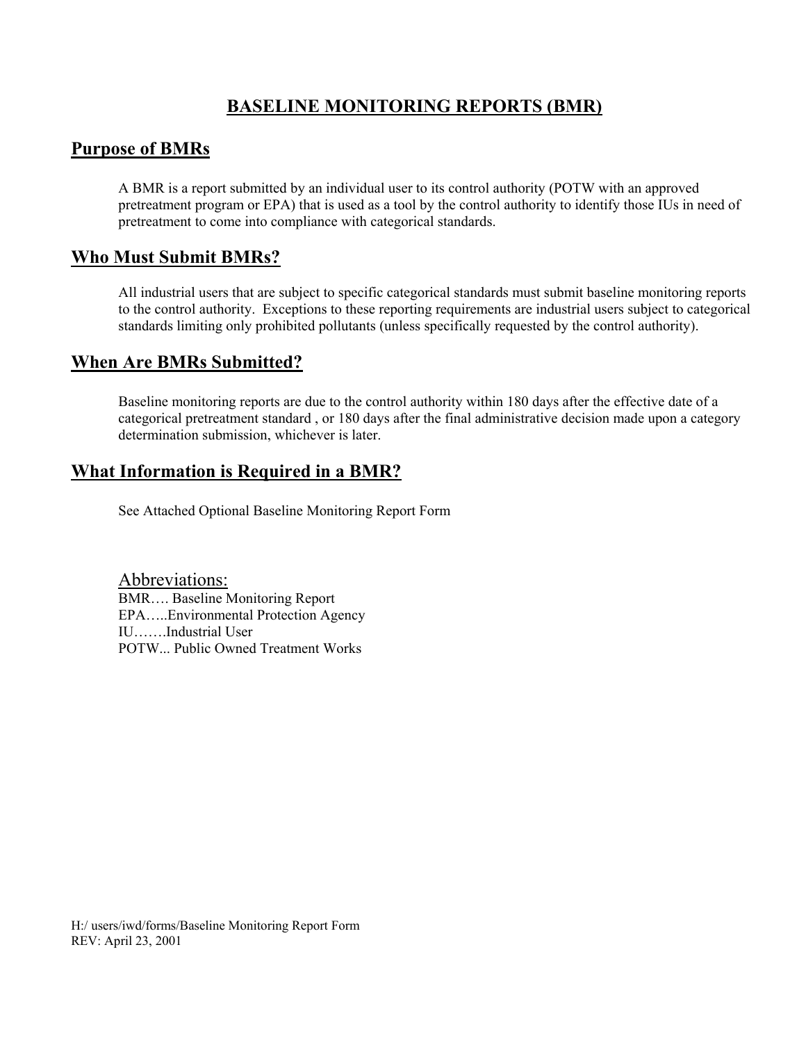# BASELINE MONITORING REPORTS (BMR)

## Purpose of BMRs

A BMR is a report submitted by an individual user to its control authority (POTW with an approved pretreatment program or EPA) that is used as a tool by the control authority to identify those IUs in need of pretreatment to come into compliance with categorical standards.

## Who Must Submit BMRs?

All industrial users that are subject to specific categorical standards must submit baseline monitoring reports to the control authority. Exceptions to these reporting requirements are industrial users subject to categorical standards limiting only prohibited pollutants (unless specifically requested by the control authority).

## When Are BMRs Submitted?

Baseline monitoring reports are due to the control authority within 180 days after the effective date of a categorical pretreatment standard , or 180 days after the final administrative decision made upon a category determination submission, whichever is later.

## What Information is Required in a BMR?

See Attached Optional Baseline Monitoring Report Form

Abbreviations:

BMR…. Baseline Monitoring Report
EPA…..Environmental Protection Agency
IU…….Industrial User
POTW... Public Owned Treatment Works

H:/ users/iwd/forms/Baseline Monitoring Report Form
REV: April 23, 2001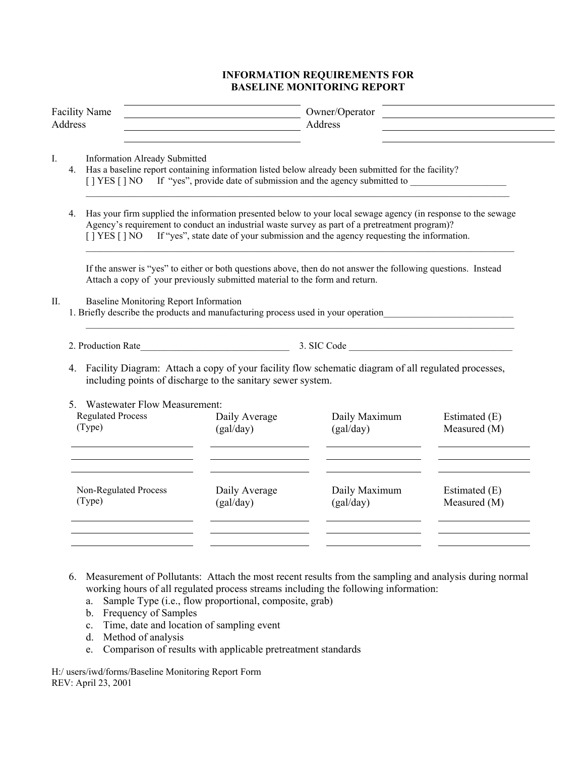# INFORMATION REQUIREMENTS FOR BASELINE MONITORING REPORT

Facility Name ______________________ Owner/Operator ______________________

Address ______________________ Address ______________________

______________________ ______________________

I. Information Already Submitted

4. Has a baseline report containing information listed below already been submitted for the facility?
   [ ] YES [ ] NO   If "yes", provide date of submission and the agency submitted to ____________________
   ______________________________________________________________________________

4. Has your firm supplied the information presented below to your local sewage agency (in response to the sewage Agency's requirement to conduct an industrial waste survey as part of a pretreatment program)?
   [ ] YES [ ] NO   If "yes", state date of your submission and the agency requesting the information.
   ______________________________________________________________________________

   If the answer is "yes" to either or both questions above, then do not answer the following questions. Instead Attach a copy of your previously submitted material to the form and return.

II. Baseline Monitoring Report Information

1. Briefly describe the products and manufacturing process used in your operation___________________________
   ______________________________________________________________________________

2. Production Rate_______________________________ 3. SIC Code ___________________________________

4. Facility Diagram: Attach a copy of your facility flow schematic diagram of all regulated processes, including points of discharge to the sanitary sewer system.

5. Wastewater Flow Measurement:

| Regulated Process (Type) | Daily Average (gal/day) | Daily Maximum (gal/day) | Estimated (E) Measured (M) |
|---|---|---|---|
| | | | |
| | | | |
| | | | |

| Non-Regulated Process (Type) | Daily Average (gal/day) | Daily Maximum (gal/day) | Estimated (E) Measured (M) |
|---|---|---|---|
| | | | |
| | | | |
| | | | |

6. Measurement of Pollutants: Attach the most recent results from the sampling and analysis during normal working hours of all regulated process streams including the following information:
   a. Sample Type (i.e., flow proportional, composite, grab)
   b. Frequency of Samples
   c. Time, date and location of sampling event
   d. Method of analysis
   e. Comparison of results with applicable pretreatment standards

H:/ users/iwd/forms/Baseline Monitoring Report Form
REV: April 23, 2001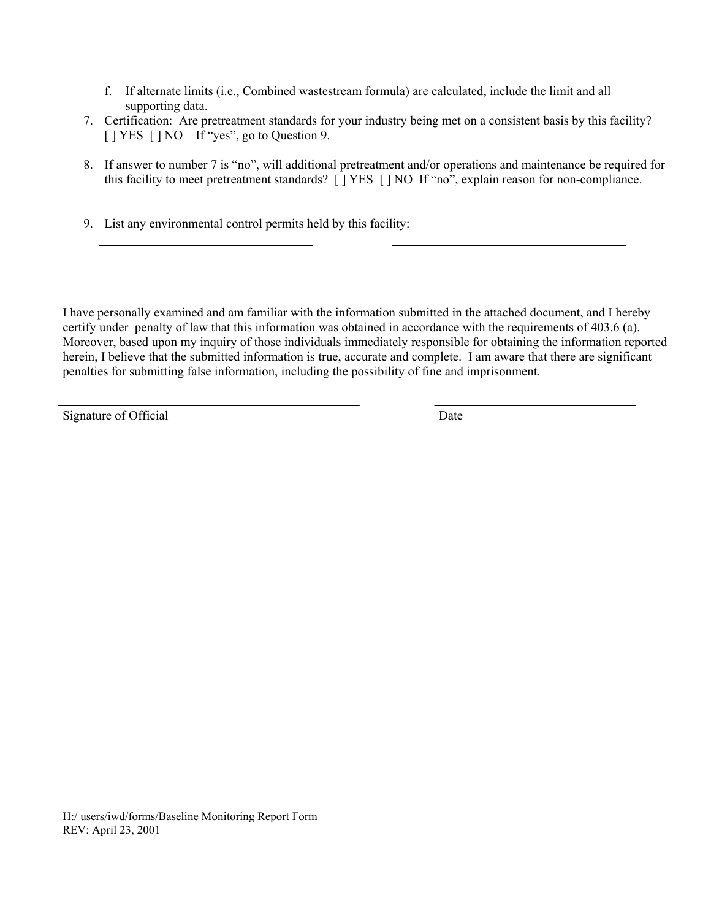f. If alternate limits (i.e., Combined wastestream formula) are calculated, include the limit and all supporting data.

7. Certification: Are pretreatment standards for your industry being met on a consistent basis by this facility? [ ] YES [ ] NO If "yes", go to Question 9.

8. If answer to number 7 is "no", will additional pretreatment and/or operations and maintenance be required for this facility to meet pretreatment standards? [ ] YES [ ] NO If "no", explain reason for non-compliance.

\_\_\_\_\_\_\_\_\_\_\_\_\_\_\_\_\_\_\_\_\_\_\_\_\_\_\_\_\_\_\_\_\_\_\_\_\_\_\_\_\_\_\_\_\_\_\_\_\_\_\_\_\_\_\_\_\_\_\_\_\_\_\_\_

9. List any environmental control permits held by this facility:

\_\_\_\_\_\_\_\_\_\_\_\_\_\_\_\_\_\_\_\_\_\_\_\_\_\_\_\_\_\_ \_\_\_\_\_\_\_\_\_\_\_\_\_\_\_\_\_\_\_\_\_\_\_\_\_\_\_\_\_\_

\_\_\_\_\_\_\_\_\_\_\_\_\_\_\_\_\_\_\_\_\_\_\_\_\_\_\_\_\_\_ \_\_\_\_\_\_\_\_\_\_\_\_\_\_\_\_\_\_\_\_\_\_\_\_\_\_\_\_\_\_

I have personally examined and am familiar with the information submitted in the attached document, and I hereby certify under penalty of law that this information was obtained in accordance with the requirements of 403.6 (a). Moreover, based upon my inquiry of those individuals immediately responsible for obtaining the information reported herein, I believe that the submitted information is true, accurate and complete. I am aware that there are significant penalties for submitting false information, including the possibility of fine and imprisonment.

\_\_\_\_\_\_\_\_\_\_\_\_\_\_\_\_\_\_\_\_\_\_\_\_\_\_\_\_\_\_\_\_\_\_\_\_\_\_ \_\_\_\_\_\_\_\_\_\_\_\_\_\_\_\_\_\_\_\_\_\_\_\_\_\_

Signature of Official Date

H:/ users/iwd/forms/Baseline Monitoring Report Form
REV: April 23, 2001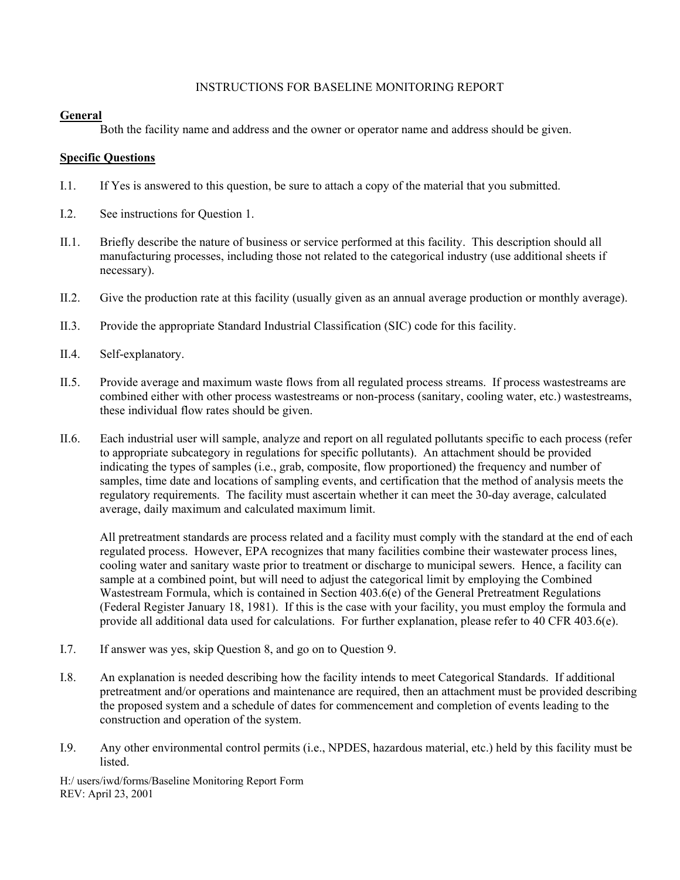INSTRUCTIONS FOR BASELINE MONITORING REPORT

**General**

Both the facility name and address and the owner or operator name and address should be given.

**Specific Questions**

I.1. If Yes is answered to this question, be sure to attach a copy of the material that you submitted.

I.2. See instructions for Question 1.

II.1. Briefly describe the nature of business or service performed at this facility. This description should all manufacturing processes, including those not related to the categorical industry (use additional sheets if necessary).

II.2. Give the production rate at this facility (usually given as an annual average production or monthly average).

II.3. Provide the appropriate Standard Industrial Classification (SIC) code for this facility.

II.4. Self-explanatory.

II.5. Provide average and maximum waste flows from all regulated process streams. If process wastestreams are combined either with other process wastestreams or non-process (sanitary, cooling water, etc.) wastestreams, these individual flow rates should be given.

II.6. Each industrial user will sample, analyze and report on all regulated pollutants specific to each process (refer to appropriate subcategory in regulations for specific pollutants). An attachment should be provided indicating the types of samples (i.e., grab, composite, flow proportioned) the frequency and number of samples, time date and locations of sampling events, and certification that the method of analysis meets the regulatory requirements. The facility must ascertain whether it can meet the 30-day average, calculated average, daily maximum and calculated maximum limit.

All pretreatment standards are process related and a facility must comply with the standard at the end of each regulated process. However, EPA recognizes that many facilities combine their wastewater process lines, cooling water and sanitary waste prior to treatment or discharge to municipal sewers. Hence, a facility can sample at a combined point, but will need to adjust the categorical limit by employing the Combined Wastestream Formula, which is contained in Section 403.6(e) of the General Pretreatment Regulations (Federal Register January 18, 1981). If this is the case with your facility, you must employ the formula and provide all additional data used for calculations. For further explanation, please refer to 40 CFR 403.6(e).

I.7. If answer was yes, skip Question 8, and go on to Question 9.

I.8. An explanation is needed describing how the facility intends to meet Categorical Standards. If additional pretreatment and/or operations and maintenance are required, then an attachment must be provided describing the proposed system and a schedule of dates for commencement and completion of events leading to the construction and operation of the system.

I.9. Any other environmental control permits (i.e., NPDES, hazardous material, etc.) held by this facility must be listed.

H:/ users/iwd/forms/Baseline Monitoring Report Form
REV: April 23, 2001